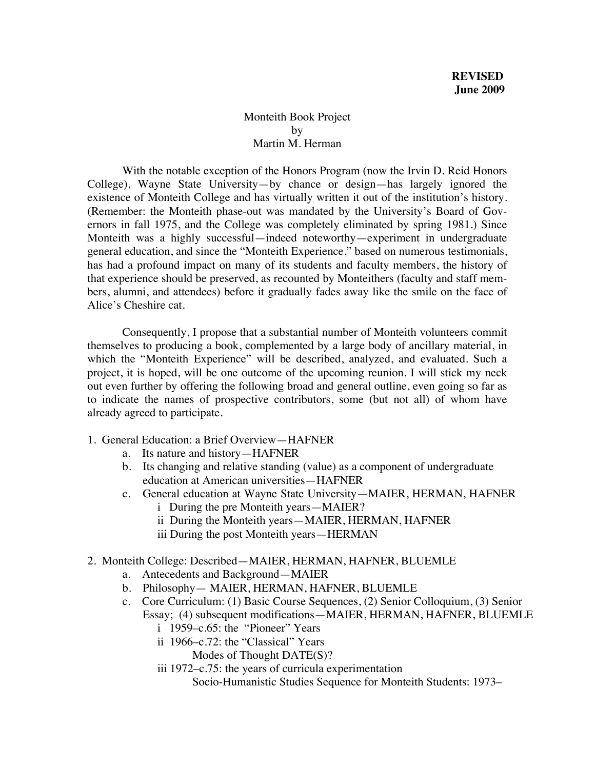**REVISED**
**June 2009**

Monteith Book Project
by
Martin M. Herman

With the notable exception of the Honors Program (now the Irvin D. Reid Honors College), Wayne State University—by chance or design—has largely ignored the existence of Monteith College and has virtually written it out of the institution's history. (Remember: the Monteith phase-out was mandated by the University's Board of Governors in fall 1975, and the College was completely eliminated by spring 1981.) Since Monteith was a highly successful—indeed noteworthy—experiment in undergraduate general education, and since the "Monteith Experience," based on numerous testimonials, has had a profound impact on many of its students and faculty members, the history of that experience should be preserved, as recounted by Monteithers (faculty and staff members, alumni, and attendees) before it gradually fades away like the smile on the face of Alice's Cheshire cat.

Consequently, I propose that a substantial number of Monteith volunteers commit themselves to producing a book, complemented by a large body of ancillary material, in which the "Monteith Experience" will be described, analyzed, and evaluated. Such a project, it is hoped, will be one outcome of the upcoming reunion. I will stick my neck out even further by offering the following broad and general outline, even going so far as to indicate the names of prospective contributors, some (but not all) of whom have already agreed to participate.

1. General Education: a Brief Overview—HAFNER
   a. Its nature and history—HAFNER
   b. Its changing and relative standing (value) as a component of undergraduate education at American universities—HAFNER
   c. General education at Wayne State University—MAIER, HERMAN, HAFNER
      i During the pre Monteith years—MAIER?
      ii During the Monteith years—MAIER, HERMAN, HAFNER
      iii During the post Monteith years—HERMAN

2. Monteith College: Described—MAIER, HERMAN, HAFNER, BLUEMLE
   a. Antecedents and Background—MAIER
   b. Philosophy— MAIER, HERMAN, HAFNER, BLUEMLE
   c. Core Curriculum: (1) Basic Course Sequences, (2) Senior Colloquium, (3) Senior Essay; (4) subsequent modifications—MAIER, HERMAN, HAFNER, BLUEMLE
      i 1959–c.65: the "Pioneer" Years
      ii 1966–c.72: the "Classical" Years
         Modes of Thought DATE(S)?
      iii 1972–c.75: the years of curricula experimentation
         Socio-Humanistic Studies Sequence for Monteith Students: 1973–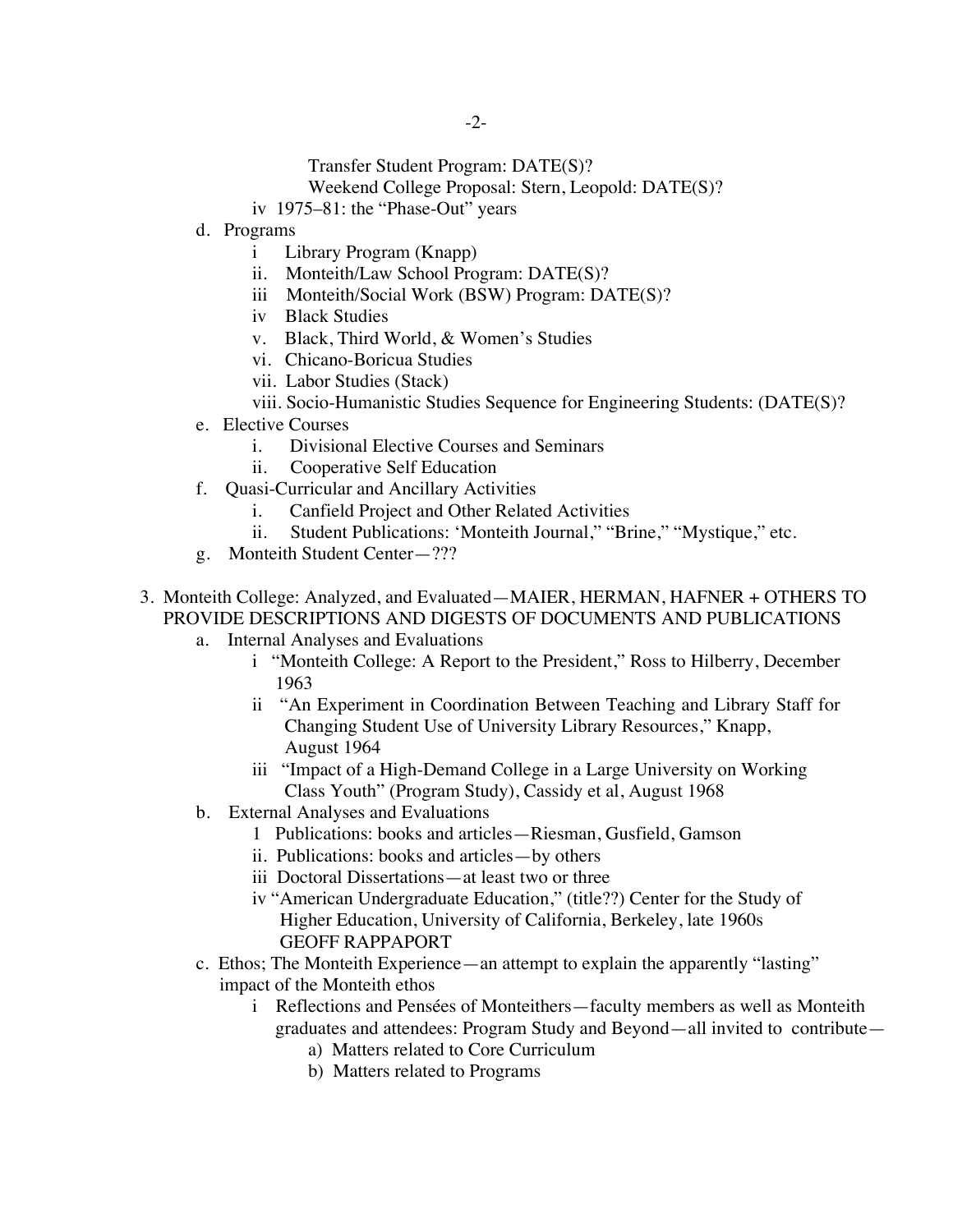Transfer Student Program: DATE(S)?

Weekend College Proposal: Stern, Leopold: DATE(S)?

iv 1975–81: the "Phase-Out" years

d. Programs
   - i Library Program (Knapp)
   - ii. Monteith/Law School Program: DATE(S)?
   - iii Monteith/Social Work (BSW) Program: DATE(S)?
   - iv Black Studies
   - v. Black, Third World, & Women's Studies
   - vi. Chicano-Boricua Studies
   - vii. Labor Studies (Stack)
   - viii. Socio-Humanistic Studies Sequence for Engineering Students: (DATE(S)?

e. Elective Courses
   - i. Divisional Elective Courses and Seminars
   - ii. Cooperative Self Education

f. Quasi-Curricular and Ancillary Activities
   - i. Canfield Project and Other Related Activities
   - ii. Student Publications: 'Monteith Journal," "Brine," "Mystique," etc.

g. Monteith Student Center—???

3. Monteith College: Analyzed, and Evaluated—MAIER, HERMAN, HAFNER + OTHERS TO PROVIDE DESCRIPTIONS AND DIGESTS OF DOCUMENTS AND PUBLICATIONS

   a. Internal Analyses and Evaluations
      - i "Monteith College: A Report to the President," Ross to Hilberry, December 1963
      - ii "An Experiment in Coordination Between Teaching and Library Staff for Changing Student Use of University Library Resources," Knapp, August 1964
      - iii "Impact of a High-Demand College in a Large University on Working Class Youth" (Program Study), Cassidy et al, August 1968

   b. External Analyses and Evaluations
      - 1 Publications: books and articles—Riesman, Gusfield, Gamson
      - ii. Publications: books and articles—by others
      - iii Doctoral Dissertations—at least two or three
      - iv "American Undergraduate Education," (title??) Center for the Study of Higher Education, University of California, Berkeley, late 1960s GEOFF RAPPAPORT

   c. Ethos; The Monteith Experience—an attempt to explain the apparently "lasting" impact of the Monteith ethos
      - i Reflections and Pensées of Monteithers—faculty members as well as Monteith graduates and attendees: Program Study and Beyond—all invited to contribute—
         - a) Matters related to Core Curriculum
         - b) Matters related to Programs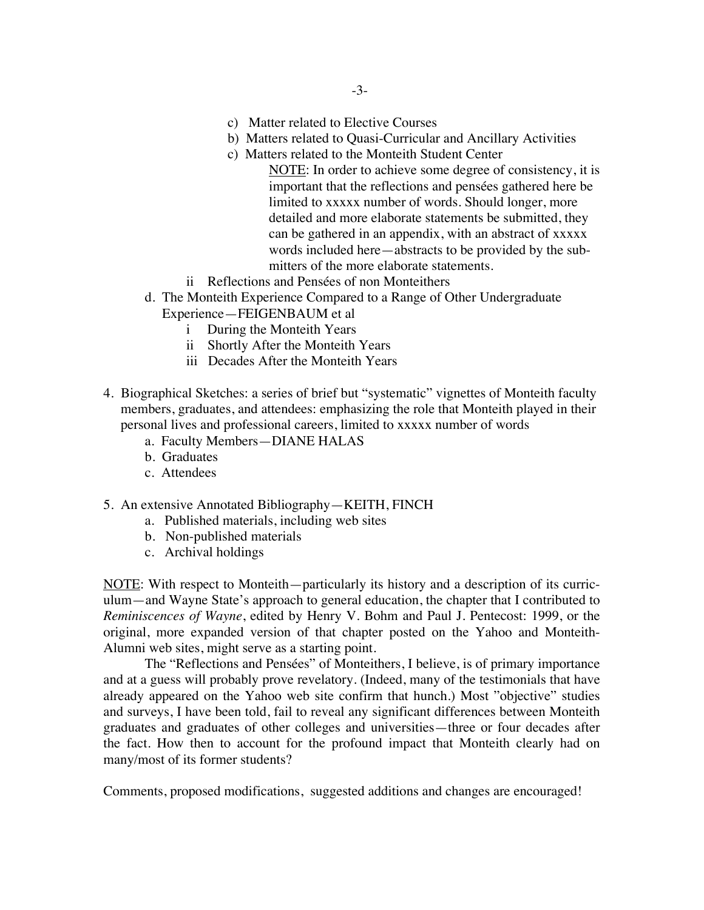- c) Matter related to Elective Courses
- b) Matters related to Quasi-Curricular and Ancillary Activities
- c) Matters related to the Monteith Student Center

  NOTE: In order to achieve some degree of consistency, it is important that the reflections and pensées gathered here be limited to xxxxx number of words. Should longer, more detailed and more elaborate statements be submitted, they can be gathered in an appendix, with an abstract of xxxxx words included here—abstracts to be provided by the sub-mitters of the more elaborate statements.

- ii Reflections and Pensées of non Monteithers

d. The Monteith Experience Compared to a Range of Other Undergraduate Experience—FEIGENBAUM et al
- i During the Monteith Years
- ii Shortly After the Monteith Years
- iii Decades After the Monteith Years

4. Biographical Sketches: a series of brief but "systematic" vignettes of Monteith faculty members, graduates, and attendees: emphasizing the role that Monteith played in their personal lives and professional careers, limited to xxxxx number of words
   - a. Faculty Members—DIANE HALAS
   - b. Graduates
   - c. Attendees

5. An extensive Annotated Bibliography—KEITH, FINCH
   - a. Published materials, including web sites
   - b. Non-published materials
   - c. Archival holdings

NOTE: With respect to Monteith—particularly its history and a description of its curric-ulum—and Wayne State's approach to general education, the chapter that I contributed to *Reminiscences of Wayne*, edited by Henry V. Bohm and Paul J. Pentecost: 1999, or the original, more expanded version of that chapter posted on the Yahoo and Monteith-Alumni web sites, might serve as a starting point.

The "Reflections and Pensées" of Monteithers, I believe, is of primary importance and at a guess will probably prove revelatory. (Indeed, many of the testimonials that have already appeared on the Yahoo web site confirm that hunch.) Most "objective" studies and surveys, I have been told, fail to reveal any significant differences between Monteith graduates and graduates of other colleges and universities—three or four decades after the fact. How then to account for the profound impact that Monteith clearly had on many/most of its former students?

Comments, proposed modifications, suggested additions and changes are encouraged!